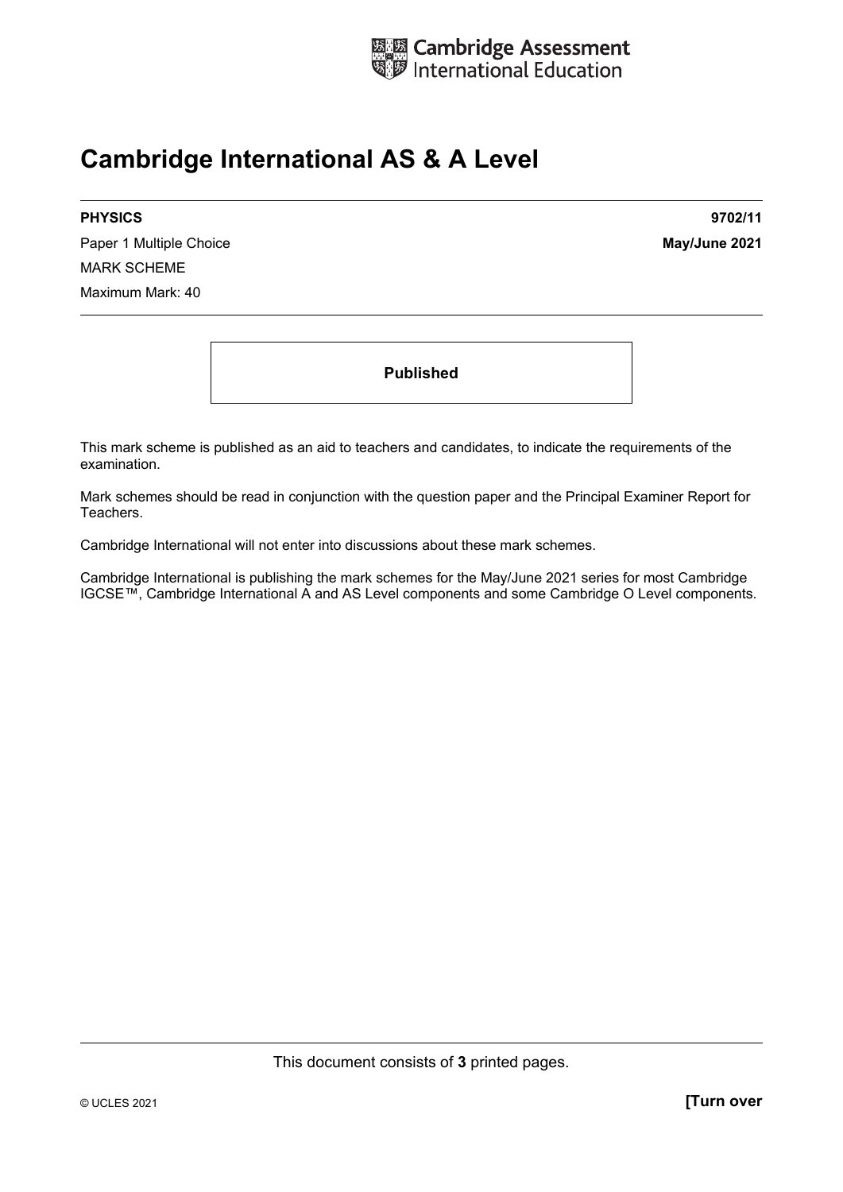Cambridge Assessment International Education

# Cambridge International AS & A Level

| | |
|---|---|
| **PHYSICS** | **9702/11** |
| Paper 1 Multiple Choice | **May/June 2021** |
| MARK SCHEME | |
| Maximum Mark: 40 | |

**Published**

This mark scheme is published as an aid to teachers and candidates, to indicate the requirements of the examination.

Mark schemes should be read in conjunction with the question paper and the Principal Examiner Report for Teachers.

Cambridge International will not enter into discussions about these mark schemes.

Cambridge International is publishing the mark schemes for the May/June 2021 series for most Cambridge IGCSE™, Cambridge International A and AS Level components and some Cambridge O Level components.

This document consists of **3** printed pages.

© UCLES 2021 **[Turn over**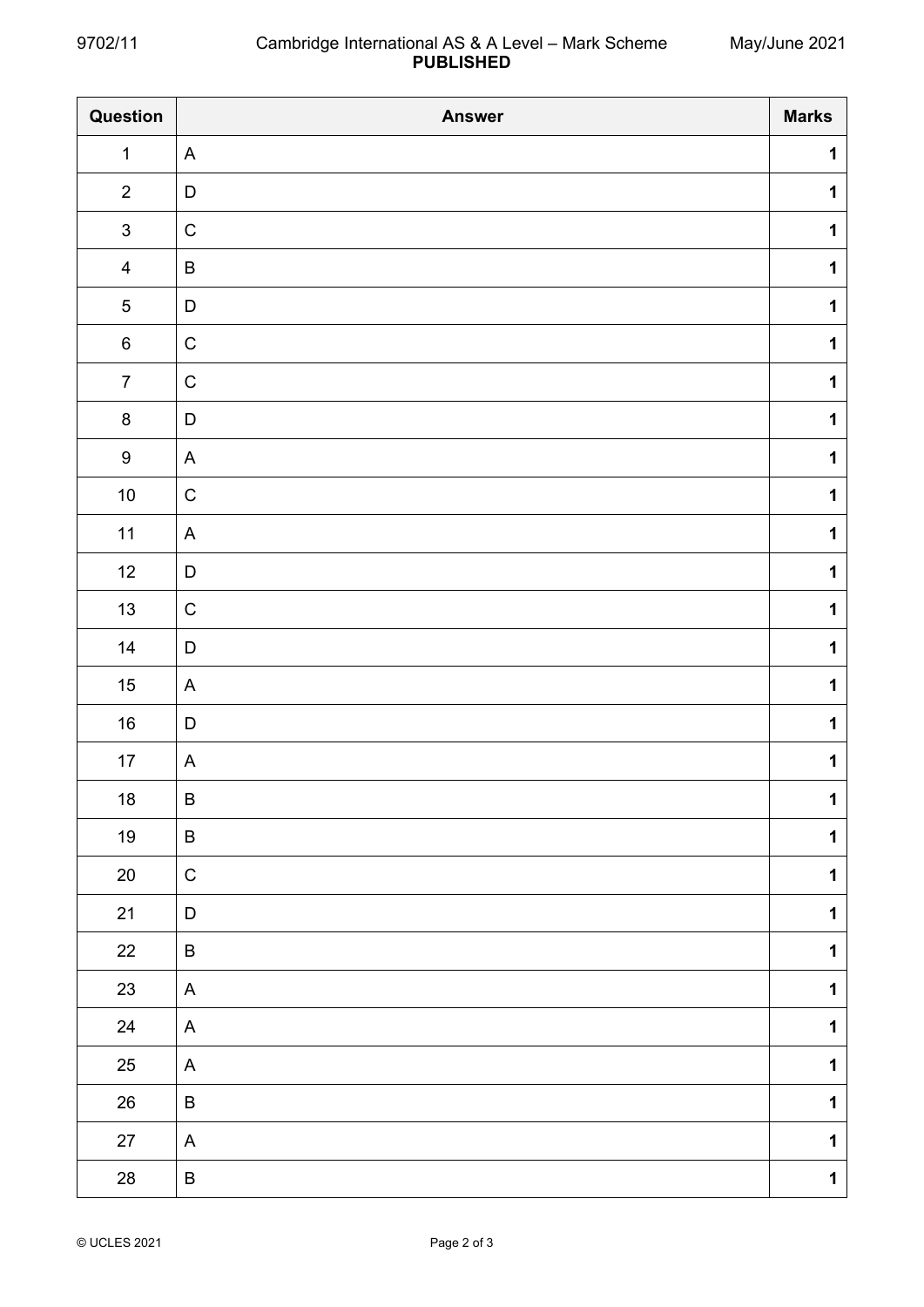| Question | Answer | Marks |
|---|---|---|
| 1 | A | **1** |
| 2 | D | **1** |
| 3 | C | **1** |
| 4 | B | **1** |
| 5 | D | **1** |
| 6 | C | **1** |
| 7 | C | **1** |
| 8 | D | **1** |
| 9 | A | **1** |
| 10 | C | **1** |
| 11 | A | **1** |
| 12 | D | **1** |
| 13 | C | **1** |
| 14 | D | **1** |
| 15 | A | **1** |
| 16 | D | **1** |
| 17 | A | **1** |
| 18 | B | **1** |
| 19 | B | **1** |
| 20 | C | **1** |
| 21 | D | **1** |
| 22 | B | **1** |
| 23 | A | **1** |
| 24 | A | **1** |
| 25 | A | **1** |
| 26 | B | **1** |
| 27 | A | **1** |
| 28 | B | **1** |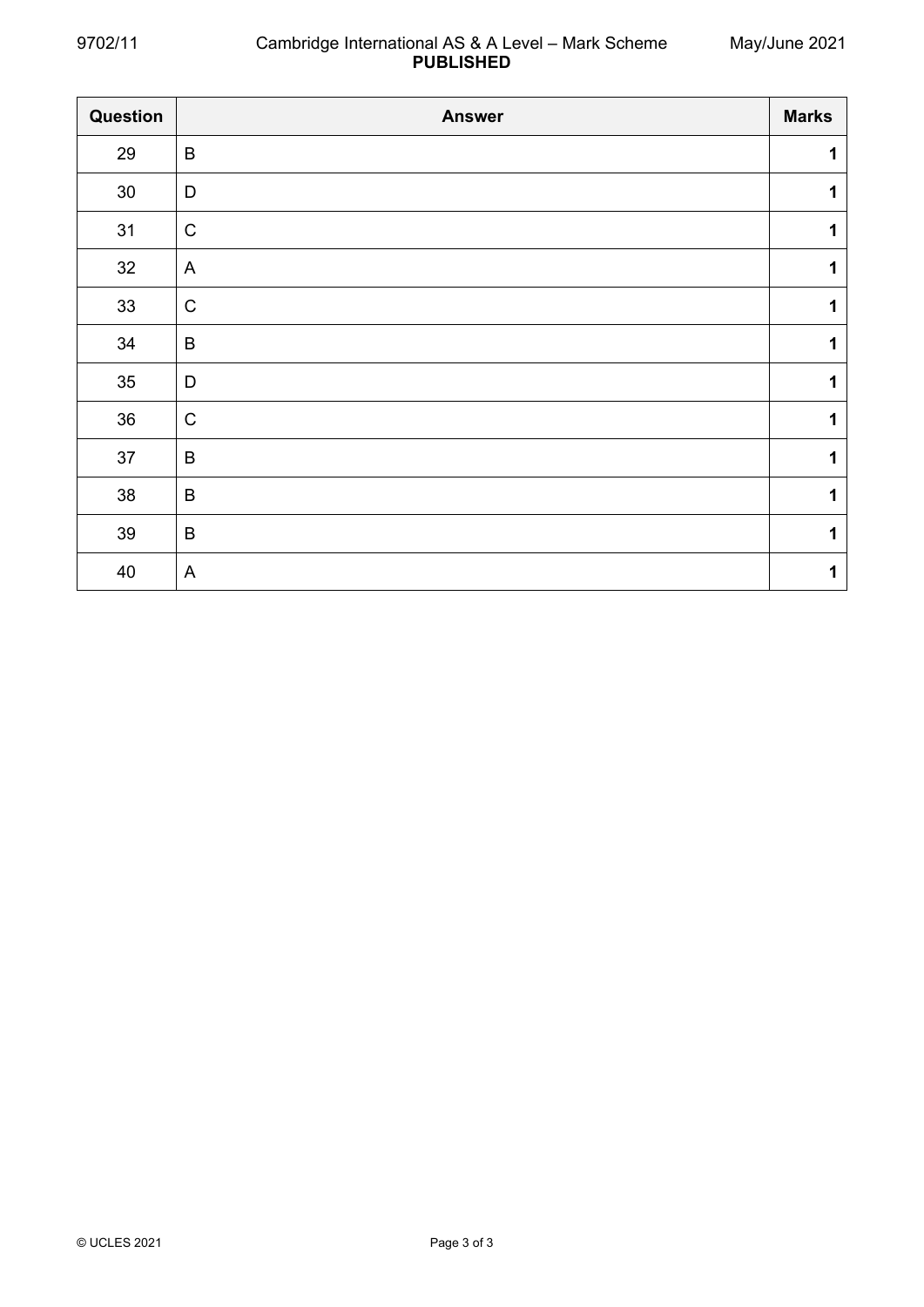| Question | Answer | Marks |
|---|---|---|
| 29 | B | **1** |
| 30 | D | **1** |
| 31 | C | **1** |
| 32 | A | **1** |
| 33 | C | **1** |
| 34 | B | **1** |
| 35 | D | **1** |
| 36 | C | **1** |
| 37 | B | **1** |
| 38 | B | **1** |
| 39 | B | **1** |
| 40 | A | **1** |